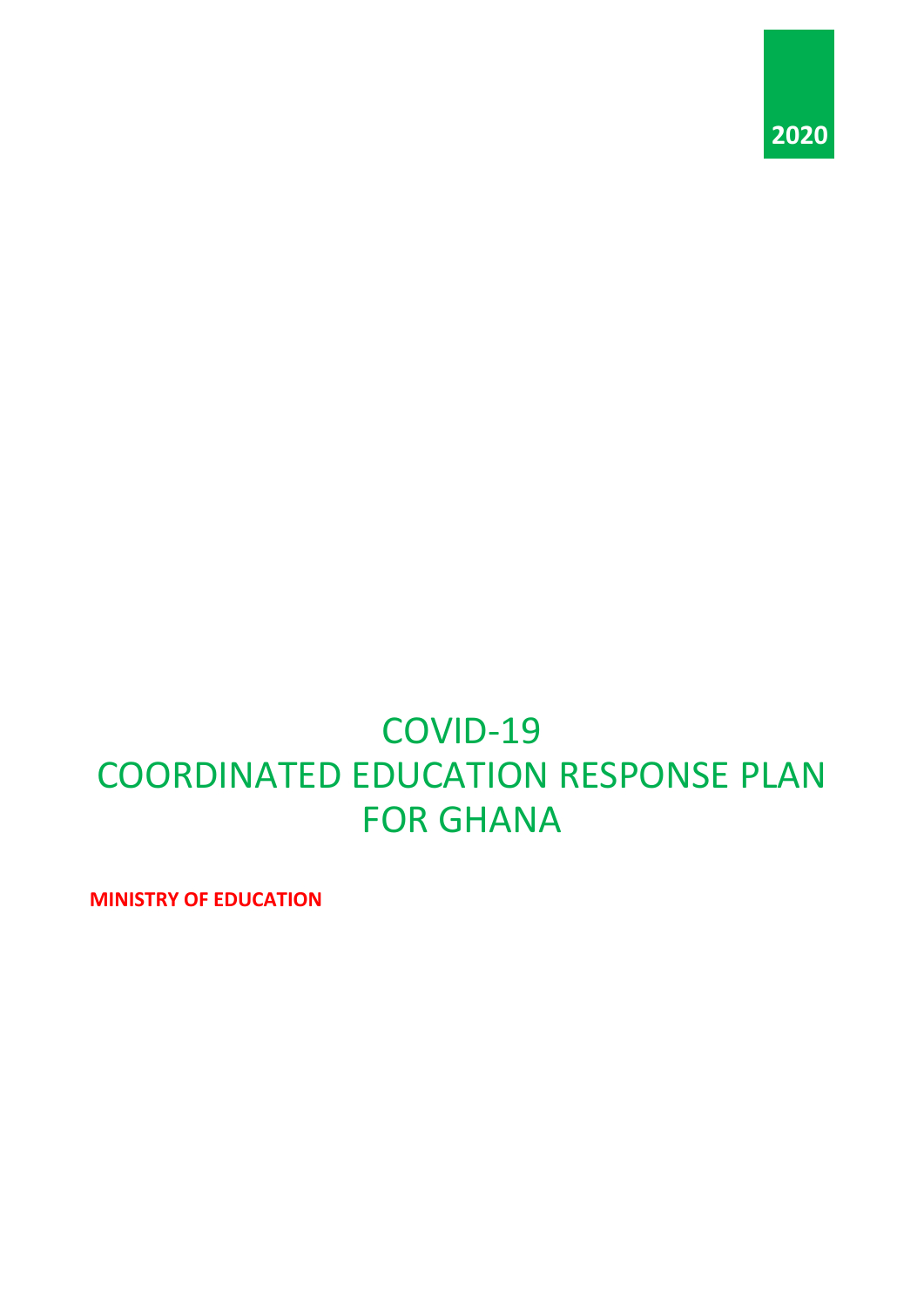2020

# COVID-19 COORDINATED EDUCATION RESPONSE PLAN FOR GHANA

**MINISTRY OF EDUCATION**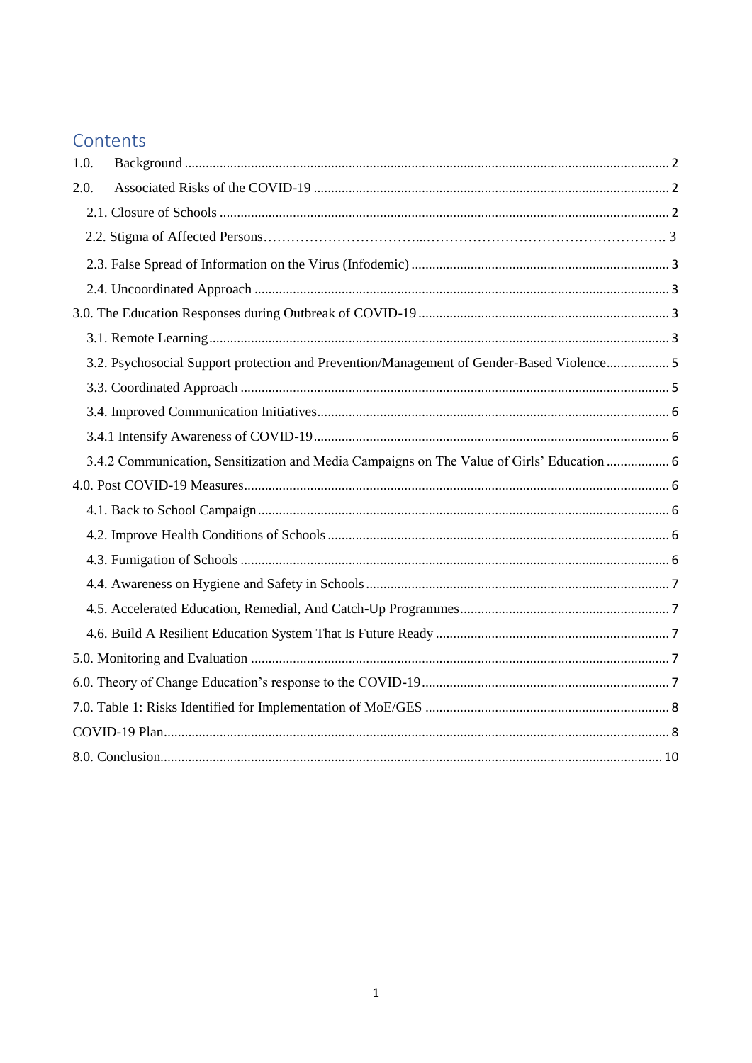# Contents

1.0. Background ..... 2

2.0. Associated Risks of the COVID-19 ..... 2

- 2.1. Closure of Schools ..... 2
- 2.2. Stigma of Affected Persons ..... 3
- 2.3. False Spread of Information on the Virus (Infodemic) ..... 3
- 2.4. Uncoordinated Approach ..... 3

3.0. The Education Responses during Outbreak of COVID-19 ..... 3

- 3.1. Remote Learning ..... 3
- 3.2. Psychosocial Support protection and Prevention/Management of Gender-Based Violence ..... 5
- 3.3. Coordinated Approach ..... 5
- 3.4. Improved Communication Initiatives ..... 6
- 3.4.1 Intensify Awareness of COVID-19 ..... 6
- 3.4.2 Communication, Sensitization and Media Campaigns on The Value of Girls' Education ..... 6

4.0. Post COVID-19 Measures ..... 6

- 4.1. Back to School Campaign ..... 6
- 4.2. Improve Health Conditions of Schools ..... 6
- 4.3. Fumigation of Schools ..... 6
- 4.4. Awareness on Hygiene and Safety in Schools ..... 7
- 4.5. Accelerated Education, Remedial, And Catch-Up Programmes ..... 7
- 4.6. Build A Resilient Education System That Is Future Ready ..... 7

5.0. Monitoring and Evaluation ..... 7

6.0. Theory of Change Education's response to the COVID-19 ..... 7

7.0. Table 1: Risks Identified for Implementation of MoE/GES ..... 8

COVID-19 Plan ..... 8

8.0. Conclusion ..... 10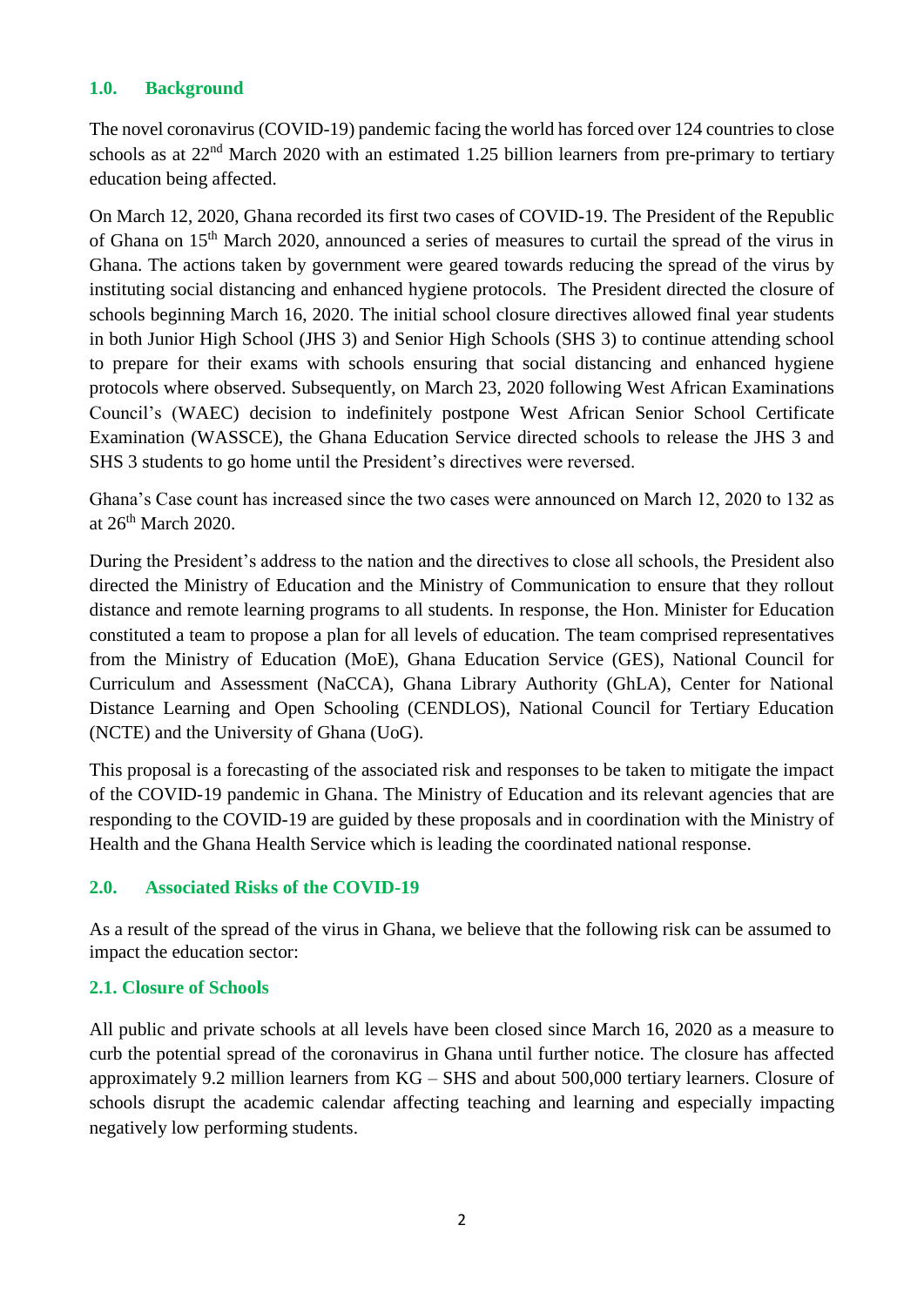## 1.0. Background

The novel coronavirus (COVID-19) pandemic facing the world has forced over 124 countries to close schools as at 22nd March 2020 with an estimated 1.25 billion learners from pre-primary to tertiary education being affected.

On March 12, 2020, Ghana recorded its first two cases of COVID-19. The President of the Republic of Ghana on 15th March 2020, announced a series of measures to curtail the spread of the virus in Ghana. The actions taken by government were geared towards reducing the spread of the virus by instituting social distancing and enhanced hygiene protocols. The President directed the closure of schools beginning March 16, 2020. The initial school closure directives allowed final year students in both Junior High School (JHS 3) and Senior High Schools (SHS 3) to continue attending school to prepare for their exams with schools ensuring that social distancing and enhanced hygiene protocols where observed. Subsequently, on March 23, 2020 following West African Examinations Council's (WAEC) decision to indefinitely postpone West African Senior School Certificate Examination (WASSCE), the Ghana Education Service directed schools to release the JHS 3 and SHS 3 students to go home until the President's directives were reversed.

Ghana's Case count has increased since the two cases were announced on March 12, 2020 to 132 as at 26th March 2020.

During the President's address to the nation and the directives to close all schools, the President also directed the Ministry of Education and the Ministry of Communication to ensure that they rollout distance and remote learning programs to all students. In response, the Hon. Minister for Education constituted a team to propose a plan for all levels of education. The team comprised representatives from the Ministry of Education (MoE), Ghana Education Service (GES), National Council for Curriculum and Assessment (NaCCA), Ghana Library Authority (GhLA), Center for National Distance Learning and Open Schooling (CENDLOS), National Council for Tertiary Education (NCTE) and the University of Ghana (UoG).

This proposal is a forecasting of the associated risk and responses to be taken to mitigate the impact of the COVID-19 pandemic in Ghana. The Ministry of Education and its relevant agencies that are responding to the COVID-19 are guided by these proposals and in coordination with the Ministry of Health and the Ghana Health Service which is leading the coordinated national response.

## 2.0. Associated Risks of the COVID-19

As a result of the spread of the virus in Ghana, we believe that the following risk can be assumed to impact the education sector:

### 2.1. Closure of Schools

All public and private schools at all levels have been closed since March 16, 2020 as a measure to curb the potential spread of the coronavirus in Ghana until further notice. The closure has affected approximately 9.2 million learners from KG – SHS and about 500,000 tertiary learners. Closure of schools disrupt the academic calendar affecting teaching and learning and especially impacting negatively low performing students.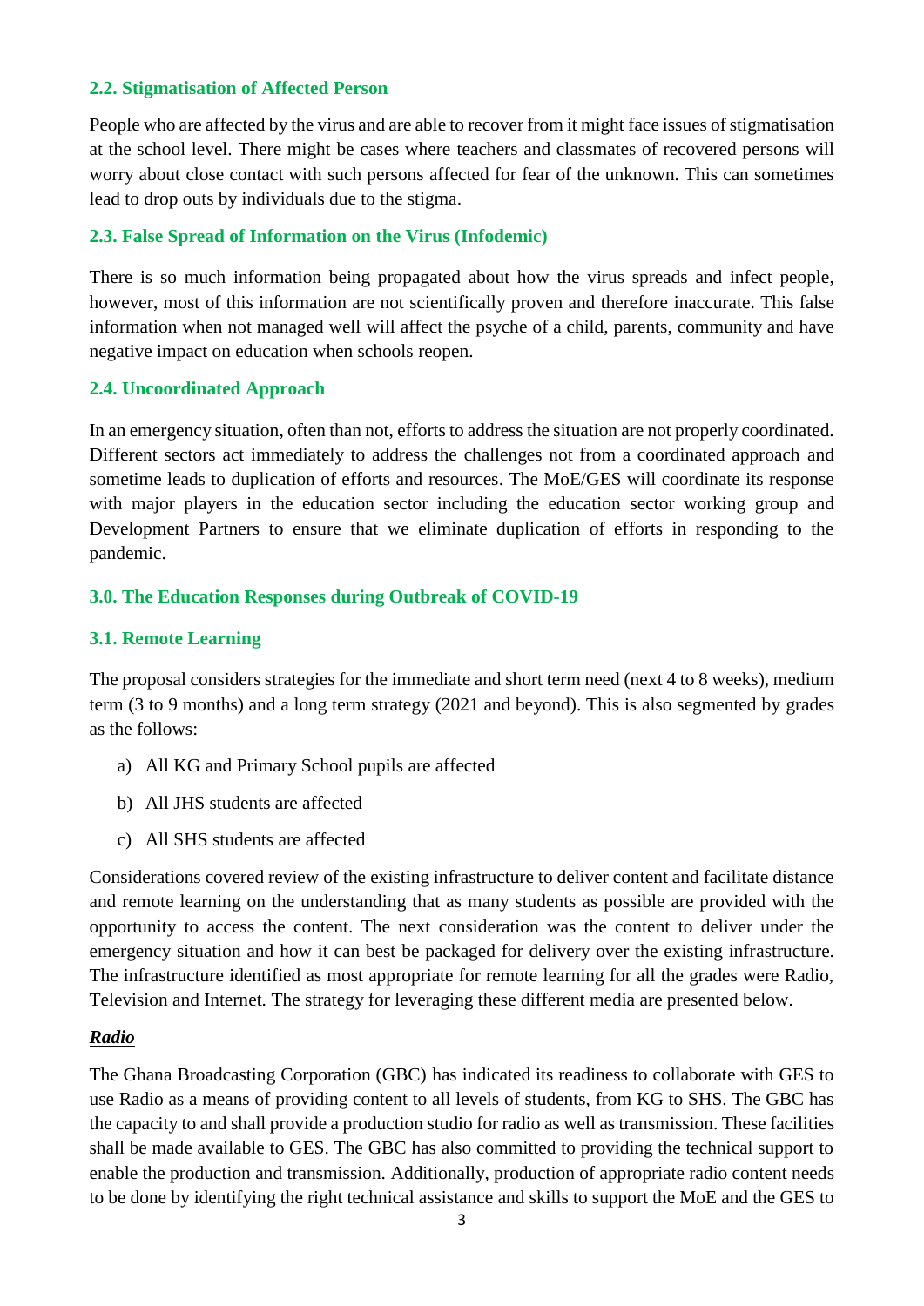### 2.2. Stigmatisation of Affected Person

People who are affected by the virus and are able to recover from it might face issues of stigmatisation at the school level. There might be cases where teachers and classmates of recovered persons will worry about close contact with such persons affected for fear of the unknown. This can sometimes lead to drop outs by individuals due to the stigma.

### 2.3. False Spread of Information on the Virus (Infodemic)

There is so much information being propagated about how the virus spreads and infect people, however, most of this information are not scientifically proven and therefore inaccurate. This false information when not managed well will affect the psyche of a child, parents, community and have negative impact on education when schools reopen.

### 2.4. Uncoordinated Approach

In an emergency situation, often than not, efforts to address the situation are not properly coordinated. Different sectors act immediately to address the challenges not from a coordinated approach and sometime leads to duplication of efforts and resources. The MoE/GES will coordinate its response with major players in the education sector including the education sector working group and Development Partners to ensure that we eliminate duplication of efforts in responding to the pandemic.

## 3.0. The Education Responses during Outbreak of COVID-19

### 3.1. Remote Learning

The proposal considers strategies for the immediate and short term need (next 4 to 8 weeks), medium term (3 to 9 months) and a long term strategy (2021 and beyond). This is also segmented by grades as the follows:

a) All KG and Primary School pupils are affected

b) All JHS students are affected

c) All SHS students are affected

Considerations covered review of the existing infrastructure to deliver content and facilitate distance and remote learning on the understanding that as many students as possible are provided with the opportunity to access the content. The next consideration was the content to deliver under the emergency situation and how it can best be packaged for delivery over the existing infrastructure. The infrastructure identified as most appropriate for remote learning for all the grades were Radio, Television and Internet. The strategy for leveraging these different media are presented below.

***Radio***

The Ghana Broadcasting Corporation (GBC) has indicated its readiness to collaborate with GES to use Radio as a means of providing content to all levels of students, from KG to SHS. The GBC has the capacity to and shall provide a production studio for radio as well as transmission. These facilities shall be made available to GES. The GBC has also committed to providing the technical support to enable the production and transmission. Additionally, production of appropriate radio content needs to be done by identifying the right technical assistance and skills to support the MoE and the GES to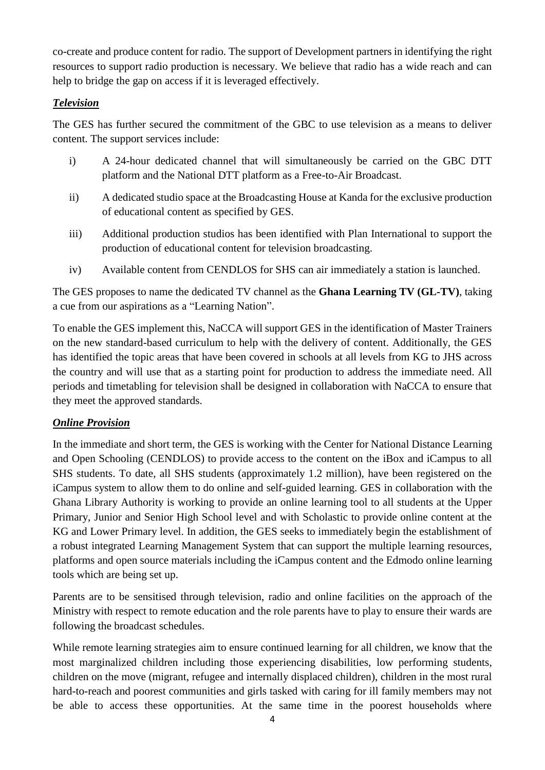co-create and produce content for radio. The support of Development partners in identifying the right resources to support radio production is necessary. We believe that radio has a wide reach and can help to bridge the gap on access if it is leveraged effectively.

***Television***

The GES has further secured the commitment of the GBC to use television as a means to deliver content. The support services include:

i) A 24-hour dedicated channel that will simultaneously be carried on the GBC DTT platform and the National DTT platform as a Free-to-Air Broadcast.

ii) A dedicated studio space at the Broadcasting House at Kanda for the exclusive production of educational content as specified by GES.

iii) Additional production studios has been identified with Plan International to support the production of educational content for television broadcasting.

iv) Available content from CENDLOS for SHS can air immediately a station is launched.

The GES proposes to name the dedicated TV channel as the **Ghana Learning TV (GL-TV)**, taking a cue from our aspirations as a "Learning Nation".

To enable the GES implement this, NaCCA will support GES in the identification of Master Trainers on the new standard-based curriculum to help with the delivery of content. Additionally, the GES has identified the topic areas that have been covered in schools at all levels from KG to JHS across the country and will use that as a starting point for production to address the immediate need. All periods and timetabling for television shall be designed in collaboration with NaCCA to ensure that they meet the approved standards.

***Online Provision***

In the immediate and short term, the GES is working with the Center for National Distance Learning and Open Schooling (CENDLOS) to provide access to the content on the iBox and iCampus to all SHS students. To date, all SHS students (approximately 1.2 million), have been registered on the iCampus system to allow them to do online and self-guided learning. GES in collaboration with the Ghana Library Authority is working to provide an online learning tool to all students at the Upper Primary, Junior and Senior High School level and with Scholastic to provide online content at the KG and Lower Primary level. In addition, the GES seeks to immediately begin the establishment of a robust integrated Learning Management System that can support the multiple learning resources, platforms and open source materials including the iCampus content and the Edmodo online learning tools which are being set up.

Parents are to be sensitised through television, radio and online facilities on the approach of the Ministry with respect to remote education and the role parents have to play to ensure their wards are following the broadcast schedules.

While remote learning strategies aim to ensure continued learning for all children, we know that the most marginalized children including those experiencing disabilities, low performing students, children on the move (migrant, refugee and internally displaced children), children in the most rural hard-to-reach and poorest communities and girls tasked with caring for ill family members may not be able to access these opportunities. At the same time in the poorest households where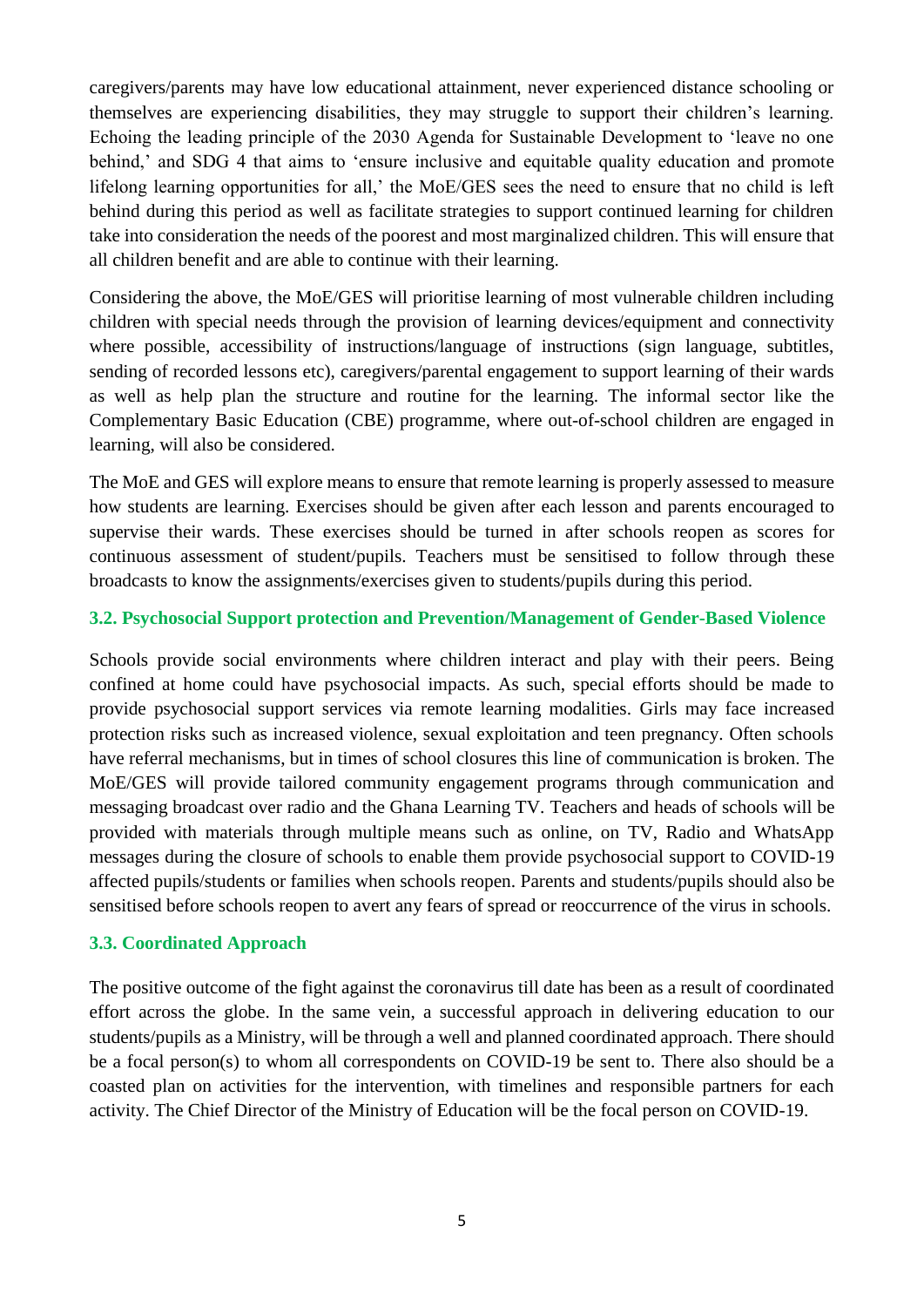caregivers/parents may have low educational attainment, never experienced distance schooling or themselves are experiencing disabilities, they may struggle to support their children's learning. Echoing the leading principle of the 2030 Agenda for Sustainable Development to 'leave no one behind,' and SDG 4 that aims to 'ensure inclusive and equitable quality education and promote lifelong learning opportunities for all,' the MoE/GES sees the need to ensure that no child is left behind during this period as well as facilitate strategies to support continued learning for children take into consideration the needs of the poorest and most marginalized children. This will ensure that all children benefit and are able to continue with their learning.

Considering the above, the MoE/GES will prioritise learning of most vulnerable children including children with special needs through the provision of learning devices/equipment and connectivity where possible, accessibility of instructions/language of instructions (sign language, subtitles, sending of recorded lessons etc), caregivers/parental engagement to support learning of their wards as well as help plan the structure and routine for the learning. The informal sector like the Complementary Basic Education (CBE) programme, where out-of-school children are engaged in learning, will also be considered.

The MoE and GES will explore means to ensure that remote learning is properly assessed to measure how students are learning. Exercises should be given after each lesson and parents encouraged to supervise their wards. These exercises should be turned in after schools reopen as scores for continuous assessment of student/pupils. Teachers must be sensitised to follow through these broadcasts to know the assignments/exercises given to students/pupils during this period.

### 3.2. Psychosocial Support protection and Prevention/Management of Gender-Based Violence

Schools provide social environments where children interact and play with their peers. Being confined at home could have psychosocial impacts. As such, special efforts should be made to provide psychosocial support services via remote learning modalities. Girls may face increased protection risks such as increased violence, sexual exploitation and teen pregnancy. Often schools have referral mechanisms, but in times of school closures this line of communication is broken. The MoE/GES will provide tailored community engagement programs through communication and messaging broadcast over radio and the Ghana Learning TV. Teachers and heads of schools will be provided with materials through multiple means such as online, on TV, Radio and WhatsApp messages during the closure of schools to enable them provide psychosocial support to COVID-19 affected pupils/students or families when schools reopen. Parents and students/pupils should also be sensitised before schools reopen to avert any fears of spread or reoccurrence of the virus in schools.

### 3.3. Coordinated Approach

The positive outcome of the fight against the coronavirus till date has been as a result of coordinated effort across the globe. In the same vein, a successful approach in delivering education to our students/pupils as a Ministry, will be through a well and planned coordinated approach. There should be a focal person(s) to whom all correspondents on COVID-19 be sent to. There also should be a coasted plan on activities for the intervention, with timelines and responsible partners for each activity. The Chief Director of the Ministry of Education will be the focal person on COVID-19.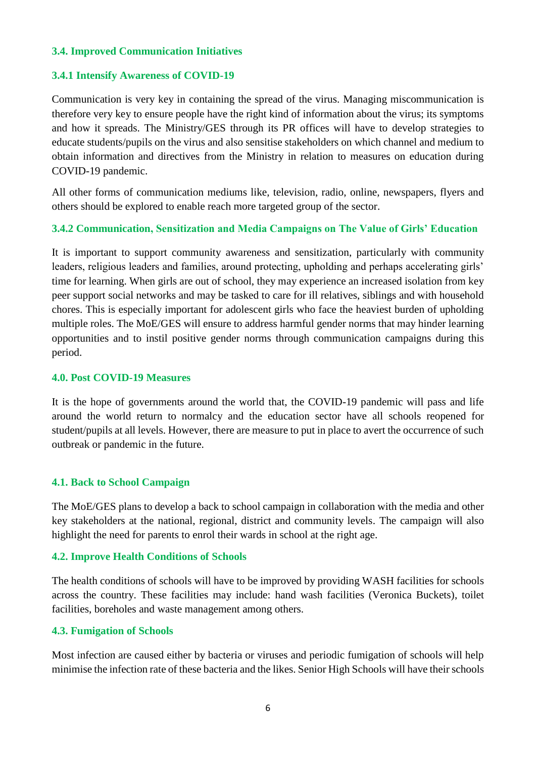### 3.4. Improved Communication Initiatives

#### 3.4.1 Intensify Awareness of COVID-19

Communication is very key in containing the spread of the virus. Managing miscommunication is therefore very key to ensure people have the right kind of information about the virus; its symptoms and how it spreads. The Ministry/GES through its PR offices will have to develop strategies to educate students/pupils on the virus and also sensitise stakeholders on which channel and medium to obtain information and directives from the Ministry in relation to measures on education during COVID-19 pandemic.

All other forms of communication mediums like, television, radio, online, newspapers, flyers and others should be explored to enable reach more targeted group of the sector.

#### 3.4.2 Communication, Sensitization and Media Campaigns on The Value of Girls' Education

It is important to support community awareness and sensitization, particularly with community leaders, religious leaders and families, around protecting, upholding and perhaps accelerating girls' time for learning. When girls are out of school, they may experience an increased isolation from key peer support social networks and may be tasked to care for ill relatives, siblings and with household chores. This is especially important for adolescent girls who face the heaviest burden of upholding multiple roles. The MoE/GES will ensure to address harmful gender norms that may hinder learning opportunities and to instil positive gender norms through communication campaigns during this period.

## 4.0. Post COVID-19 Measures

It is the hope of governments around the world that, the COVID-19 pandemic will pass and life around the world return to normalcy and the education sector have all schools reopened for student/pupils at all levels. However, there are measure to put in place to avert the occurrence of such outbreak or pandemic in the future.

### 4.1. Back to School Campaign

The MoE/GES plans to develop a back to school campaign in collaboration with the media and other key stakeholders at the national, regional, district and community levels. The campaign will also highlight the need for parents to enrol their wards in school at the right age.

### 4.2. Improve Health Conditions of Schools

The health conditions of schools will have to be improved by providing WASH facilities for schools across the country. These facilities may include: hand wash facilities (Veronica Buckets), toilet facilities, boreholes and waste management among others.

### 4.3. Fumigation of Schools

Most infection are caused either by bacteria or viruses and periodic fumigation of schools will help minimise the infection rate of these bacteria and the likes. Senior High Schools will have their schools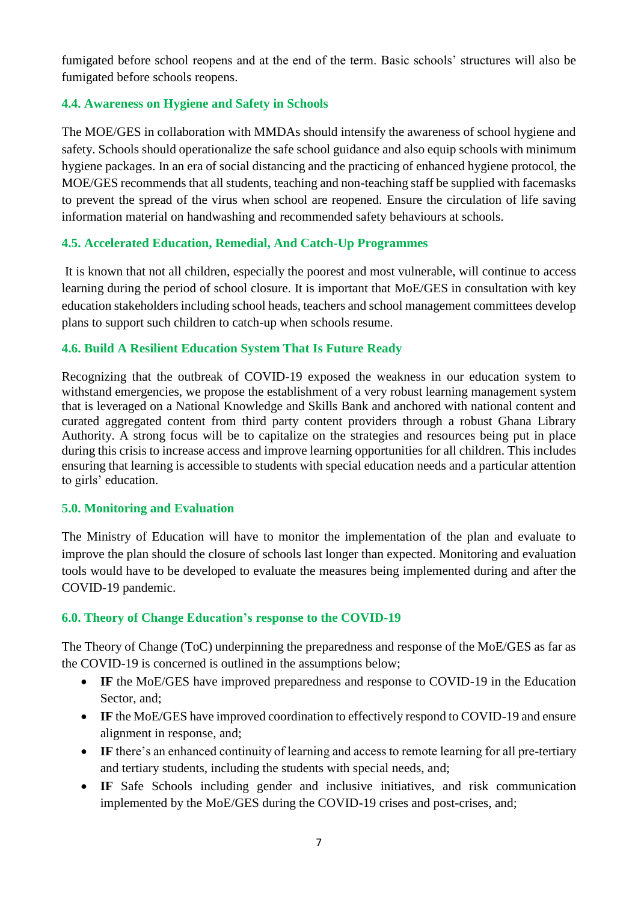fumigated before school reopens and at the end of the term. Basic schools' structures will also be fumigated before schools reopens.

### 4.4. Awareness on Hygiene and Safety in Schools

The MOE/GES in collaboration with MMDAs should intensify the awareness of school hygiene and safety. Schools should operationalize the safe school guidance and also equip schools with minimum hygiene packages. In an era of social distancing and the practicing of enhanced hygiene protocol, the MOE/GES recommends that all students, teaching and non-teaching staff be supplied with facemasks to prevent the spread of the virus when school are reopened. Ensure the circulation of life saving information material on handwashing and recommended safety behaviours at schools.

### 4.5. Accelerated Education, Remedial, And Catch-Up Programmes

It is known that not all children, especially the poorest and most vulnerable, will continue to access learning during the period of school closure. It is important that MoE/GES in consultation with key education stakeholders including school heads, teachers and school management committees develop plans to support such children to catch-up when schools resume.

### 4.6. Build A Resilient Education System That Is Future Ready

Recognizing that the outbreak of COVID-19 exposed the weakness in our education system to withstand emergencies, we propose the establishment of a very robust learning management system that is leveraged on a National Knowledge and Skills Bank and anchored with national content and curated aggregated content from third party content providers through a robust Ghana Library Authority. A strong focus will be to capitalize on the strategies and resources being put in place during this crisis to increase access and improve learning opportunities for all children. This includes ensuring that learning is accessible to students with special education needs and a particular attention to girls' education.

## 5.0. Monitoring and Evaluation

The Ministry of Education will have to monitor the implementation of the plan and evaluate to improve the plan should the closure of schools last longer than expected. Monitoring and evaluation tools would have to be developed to evaluate the measures being implemented during and after the COVID-19 pandemic.

## 6.0. Theory of Change Education's response to the COVID-19

The Theory of Change (ToC) underpinning the preparedness and response of the MoE/GES as far as the COVID-19 is concerned is outlined in the assumptions below;

- **IF** the MoE/GES have improved preparedness and response to COVID-19 in the Education Sector, and;
- **IF** the MoE/GES have improved coordination to effectively respond to COVID-19 and ensure alignment in response, and;
- **IF** there's an enhanced continuity of learning and access to remote learning for all pre-tertiary and tertiary students, including the students with special needs, and;
- **IF** Safe Schools including gender and inclusive initiatives, and risk communication implemented by the MoE/GES during the COVID-19 crises and post-crises, and;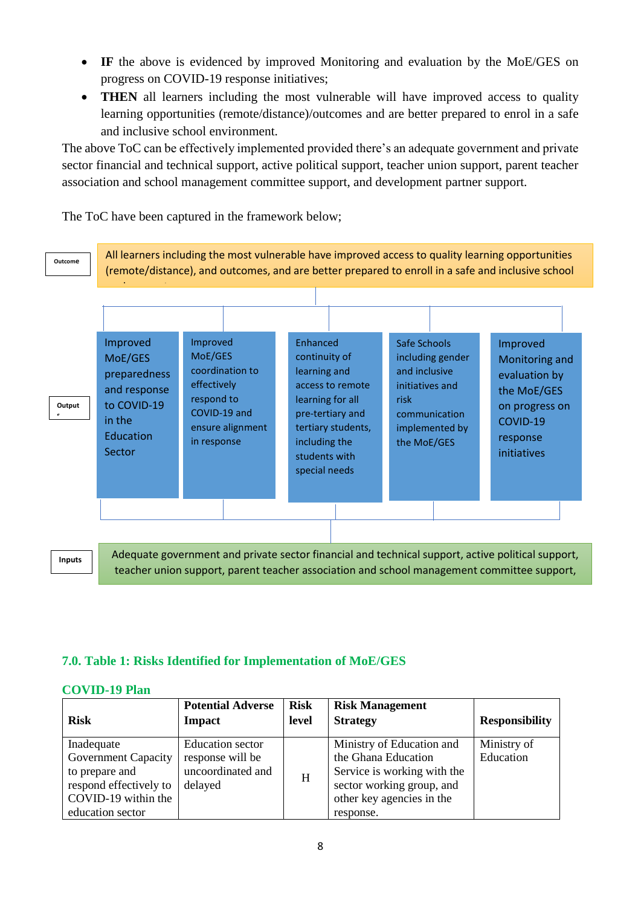- **IF** the above is evidenced by improved Monitoring and evaluation by the MoE/GES on progress on COVID-19 response initiatives;
- **THEN** all learners including the most vulnerable will have improved access to quality learning opportunities (remote/distance)/outcomes and are better prepared to enrol in a safe and inclusive school environment.

The above ToC can be effectively implemented provided there's an adequate government and private sector financial and technical support, active political support, teacher union support, parent teacher association and school management committee support, and development partner support.

The ToC have been captured in the framework below;

**Outcome**

All learners including the most vulnerable have improved access to quality learning opportunities (remote/distance), and outcomes, and are better prepared to enroll in a safe and inclusive school

**Output**

- Improved MoE/GES preparedness and response to COVID-19 in the Education Sector
- Improved MoE/GES coordination to effectively respond to COVID-19 and ensure alignment in response
- Enhanced continuity of learning and access to remote learning for all pre-tertiary and tertiary students, including the students with special needs
- Safe Schools including gender and inclusive initiatives and risk communication implemented by the MoE/GES
- Improved Monitoring and evaluation by the MoE/GES on progress on COVID-19 response initiatives

**Inputs**

Adequate government and private sector financial and technical support, active political support, teacher union support, parent teacher association and school management committee support,

## 7.0. Table 1: Risks Identified for Implementation of MoE/GES COVID-19 Plan

| Risk | Potential Adverse Impact | Risk level | Risk Management Strategy | Responsibility |
|---|---|---|---|---|
| Inadequate Government Capacity to prepare and respond effectively to COVID-19 within the education sector | Education sector response will be uncoordinated and delayed | H | Ministry of Education and the Ghana Education Service is working with the sector working group, and other key agencies in the response. | Ministry of Education |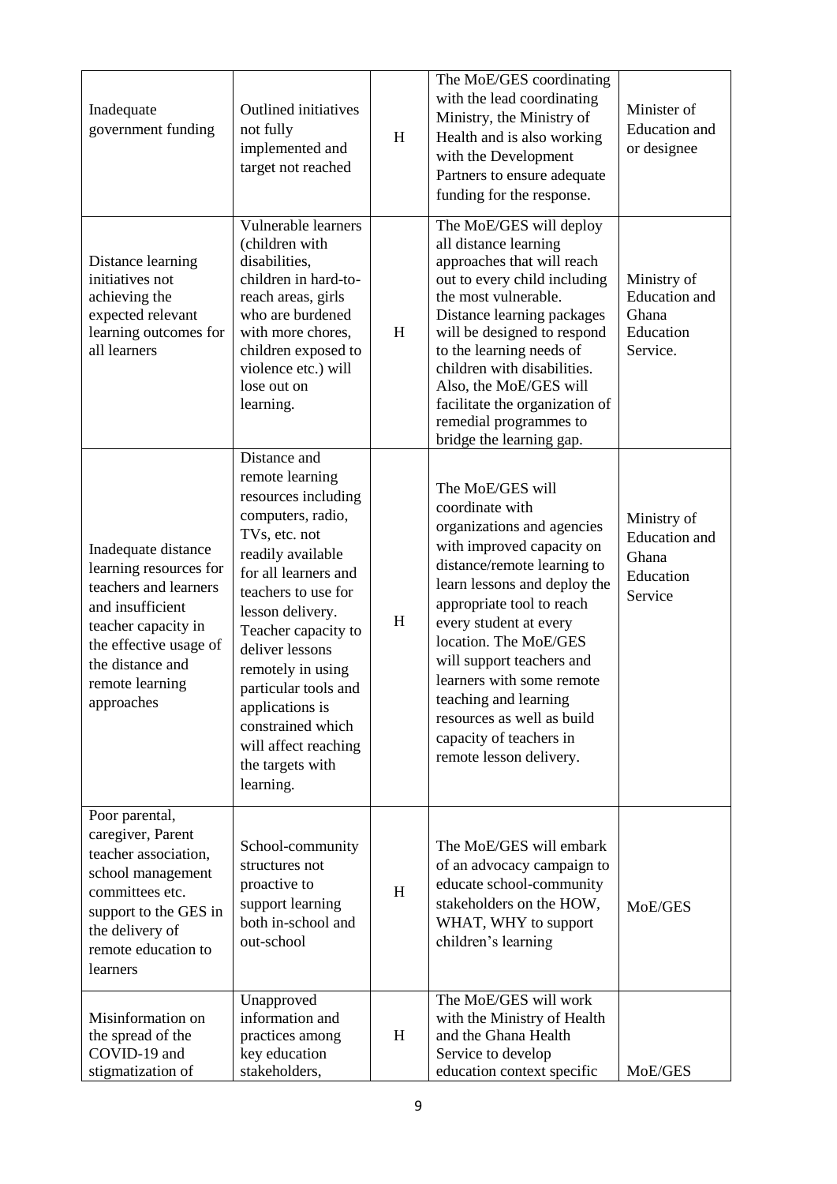| | | | | |
|---|---|---|---|---|
| Inadequate government funding | Outlined initiatives not fully implemented and target not reached | H | The MoE/GES coordinating with the lead coordinating Ministry, the Ministry of Health and is also working with the Development Partners to ensure adequate funding for the response. | Minister of Education and or designee |
| Distance learning initiatives not achieving the expected relevant learning outcomes for all learners | Vulnerable learners (children with disabilities, children in hard-to-reach areas, girls who are burdened with more chores, children exposed to violence etc.) will lose out on learning. | H | The MoE/GES will deploy all distance learning approaches that will reach out to every child including the most vulnerable. Distance learning packages will be designed to respond to the learning needs of children with disabilities. Also, the MoE/GES will facilitate the organization of remedial programmes to bridge the learning gap. | Ministry of Education and Ghana Education Service. |
| Inadequate distance learning resources for teachers and learners and insufficient teacher capacity in the effective usage of the distance and remote learning approaches | Distance and remote learning resources including computers, radio, TVs, etc. not readily available for all learners and teachers to use for lesson delivery. Teacher capacity to deliver lessons remotely in using particular tools and applications is constrained which will affect reaching the targets with learning. | H | The MoE/GES will coordinate with organizations and agencies with improved capacity on distance/remote learning to learn lessons and deploy the appropriate tool to reach every student at every location. The MoE/GES will support teachers and learners with some remote teaching and learning resources as well as build capacity of teachers in remote lesson delivery. | Ministry of Education and Ghana Education Service |
| Poor parental, caregiver, Parent teacher association, school management committees etc. support to the GES in the delivery of remote education to learners | School-community structures not proactive to support learning both in-school and out-school | H | The MoE/GES will embark of an advocacy campaign to educate school-community stakeholders on the HOW, WHAT, WHY to support children's learning | MoE/GES |
| Misinformation on the spread of the COVID-19 and stigmatization of | Unapproved information and practices among key education stakeholders, | H | The MoE/GES will work with the Ministry of Health and the Ghana Health Service to develop education context specific | MoE/GES |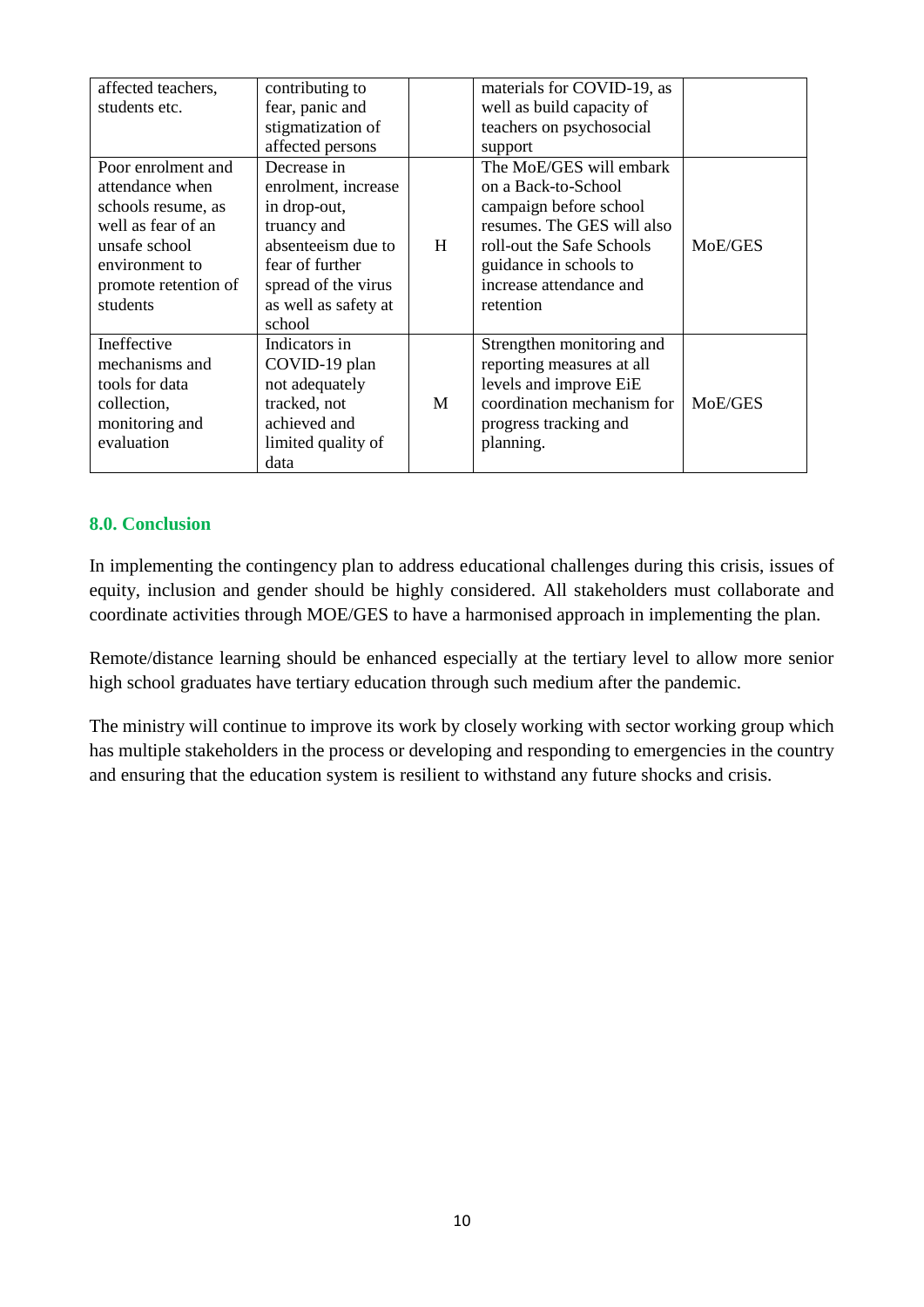| | | | | |
|---|---|---|---|---|
| affected teachers, students etc. | contributing to fear, panic and stigmatization of affected persons | | materials for COVID-19, as well as build capacity of teachers on psychosocial support | |
| Poor enrolment and attendance when schools resume, as well as fear of an unsafe school environment to promote retention of students | Decrease in enrolment, increase in drop-out, truancy and absenteeism due to fear of further spread of the virus as well as safety at school | H | The MoE/GES will embark on a Back-to-School campaign before school resumes. The GES will also roll-out the Safe Schools guidance in schools to increase attendance and retention | MoE/GES |
| Ineffective mechanisms and tools for data collection, monitoring and evaluation | Indicators in COVID-19 plan not adequately tracked, not achieved and limited quality of data | M | Strengthen monitoring and reporting measures at all levels and improve EiE coordination mechanism for progress tracking and planning. | MoE/GES |

## 8.0. Conclusion

In implementing the contingency plan to address educational challenges during this crisis, issues of equity, inclusion and gender should be highly considered. All stakeholders must collaborate and coordinate activities through MOE/GES to have a harmonised approach in implementing the plan.

Remote/distance learning should be enhanced especially at the tertiary level to allow more senior high school graduates have tertiary education through such medium after the pandemic.

The ministry will continue to improve its work by closely working with sector working group which has multiple stakeholders in the process or developing and responding to emergencies in the country and ensuring that the education system is resilient to withstand any future shocks and crisis.